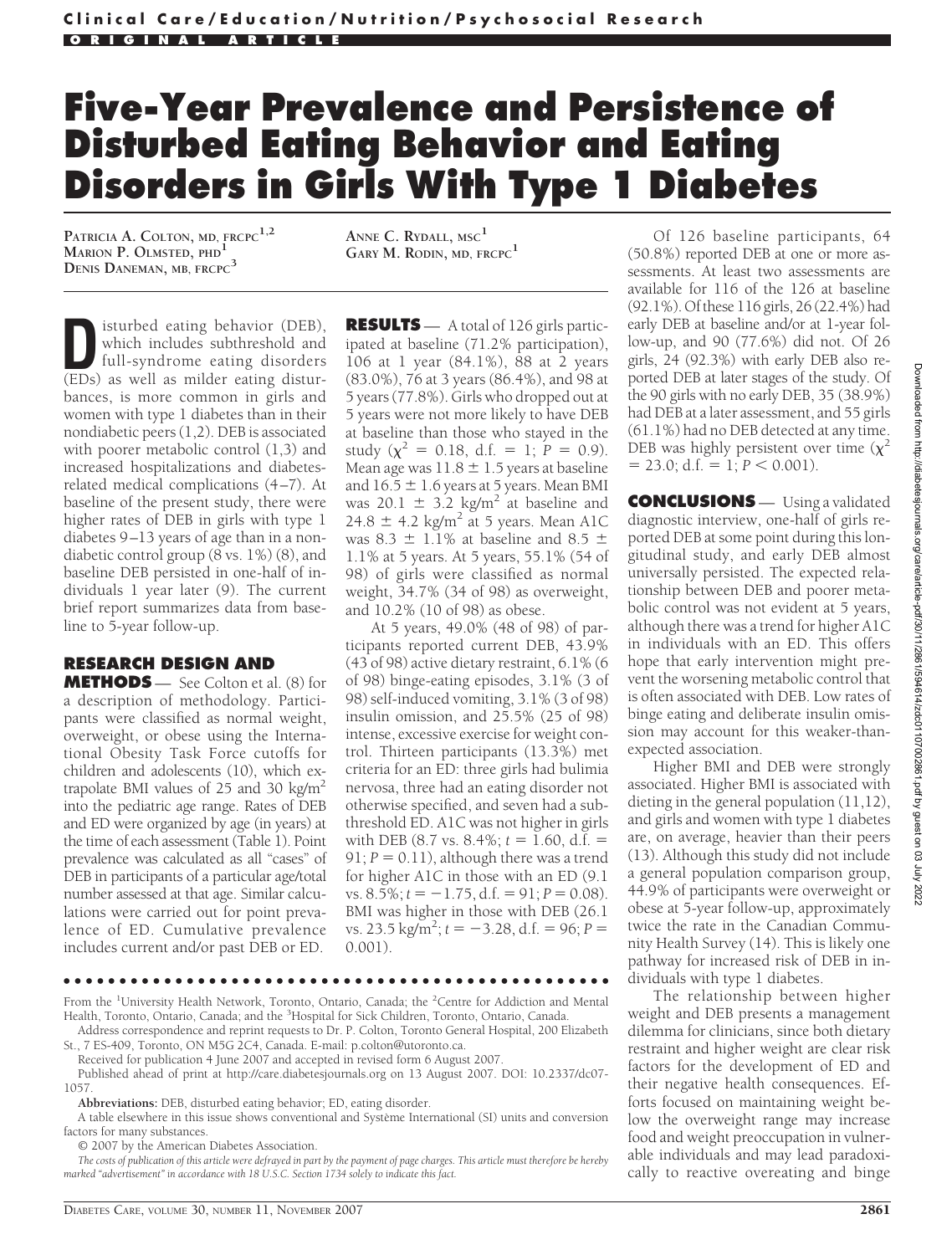Clinical Care/Education/Nutrition/Psychosocial Research

ORIGINAL ARTICLE

# Five-Year Prevalence and Persistence of Disturbed Eating Behavior and Eating Disorders in Girls With Type 1 Diabetes

PATRICIA A. COLTON, MD, FRCPC[1,2]
MARION P. OLMSTED, PHD[1]
DENIS DANEMAN, MB, FRCPC[3]
ANNE C. RYDALL, MSC[1]
GARY M. RODIN, MD, FRCPC[1]

Disturbed eating behavior (DEB), which includes subthreshold and full-syndrome eating disorders (EDs) as well as milder eating disturbances, is more common in girls and women with type 1 diabetes than in their nondiabetic peers (1,2). DEB is associated with poorer metabolic control (1,3) and increased hospitalizations and diabetes-related medical complications (4–7). At baseline of the present study, there were higher rates of DEB in girls with type 1 diabetes 9–13 years of age than in a nondiabetic control group (8 vs. 1%) (8), and baseline DEB persisted in one-half of individuals 1 year later (9). The current brief report summarizes data from baseline to 5-year follow-up.

## RESEARCH DESIGN AND METHODS

— See Colton et al. (8) for a description of methodology. Participants were classified as normal weight, overweight, or obese using the International Obesity Task Force cutoffs for children and adolescents (10), which extrapolate BMI values of 25 and 30 kg/m$^2$ into the pediatric age range. Rates of DEB and ED were organized by age (in years) at the time of each assessment (Table 1). Point prevalence was calculated as all "cases" of DEB in participants of a particular age/total number assessed at that age. Similar calculations were carried out for point prevalence of ED. Cumulative prevalence includes current and/or past DEB or ED.

## RESULTS

— A total of 126 girls participated at baseline (71.2% participation), 106 at 1 year (84.1%), 88 at 2 years (83.0%), 76 at 3 years (86.4%), and 98 at 5 years (77.8%). Girls who dropped out at 5 years were not more likely to have DEB at baseline than those who stayed in the study ($\chi^2$ = 0.18, d.f. = 1; $P$ = 0.9). Mean age was 11.8 ± 1.5 years at baseline and 16.5 ± 1.6 years at 5 years. Mean BMI was 20.1 ± 3.2 kg/m$^2$ at baseline and 24.8 ± 4.2 kg/m$^2$ at 5 years. Mean A1C was 8.3 ± 1.1% at baseline and 8.5 ± 1.1% at 5 years. At 5 years, 55.1% (54 of 98) of girls were classified as normal weight, 34.7% (34 of 98) as overweight, and 10.2% (10 of 98) as obese.

At 5 years, 49.0% (48 of 98) of participants reported current DEB, 43.9% (43 of 98) active dietary restraint, 6.1% (6 of 98) binge-eating episodes, 3.1% (3 of 98) self-induced vomiting, 3.1% (3 of 98) insulin omission, and 25.5% (25 of 98) intense, excessive exercise for weight control. Thirteen participants (13.3%) met criteria for an ED: three girls had bulimia nervosa, three had an eating disorder not otherwise specified, and seven had a subthreshold ED. A1C was not higher in girls with DEB (8.7 vs. 8.4%; $t$ = 1.60, d.f. = 91; $P$ = 0.11), although there was a trend for higher A1C in those with an ED (9.1 vs. 8.5%; $t$ = −1.75, d.f. = 91; $P$ = 0.08). BMI was higher in those with DEB (26.1 vs. 23.5 kg/m$^2$; $t$ = −3.28, d.f. = 96; $P$ = 0.001).

Of 126 baseline participants, 64 (50.8%) reported DEB at one or more assessments. At least two assessments are available for 116 of the 126 at baseline (92.1%). Of these 116 girls, 26 (22.4%) had early DEB at baseline and/or at 1-year follow-up, and 90 (77.6%) did not. Of 26 girls, 24 (92.3%) with early DEB also reported DEB at later stages of the study. Of the 90 girls with no early DEB, 35 (38.9%) had DEB at a later assessment, and 55 girls (61.1%) had no DEB detected at any time. DEB was highly persistent over time ($\chi^2$ = 23.0; d.f. = 1; $P$ < 0.001).

## CONCLUSIONS

— Using a validated diagnostic interview, one-half of girls reported DEB at some point during this longitudinal study, and early DEB almost universally persisted. The expected relationship between DEB and poorer metabolic control was not evident at 5 years, although there was a trend for higher A1C in individuals with an ED. This offers hope that early intervention might prevent the worsening metabolic control that is often associated with DEB. Low rates of binge eating and deliberate insulin omission may account for this weaker-than-expected association.

Higher BMI and DEB were strongly associated. Higher BMI is associated with dieting in the general population (11,12), and girls and women with type 1 diabetes are, on average, heavier than their peers (13). Although this study did not include a general population comparison group, 44.9% of participants were overweight or obese at 5-year follow-up, approximately twice the rate in the Canadian Community Health Survey (14). This is likely one pathway for increased risk of DEB in individuals with type 1 diabetes.

The relationship between higher weight and DEB presents a management dilemma for clinicians, since both dietary restraint and higher weight are clear risk factors for the development of ED and their negative health consequences. Efforts focused on maintaining weight below the overweight range may increase food and weight preoccupation in vulnerable individuals and may lead paradoxically to reactive overeating and binge

---

From the [1]University Health Network, Toronto, Ontario, Canada; the [2]Centre for Addiction and Mental Health, Toronto, Ontario, Canada; and the [3]Hospital for Sick Children, Toronto, Ontario, Canada.

Address correspondence and reprint requests to Dr. P. Colton, Toronto General Hospital, 200 Elizabeth St., 7 ES-409, Toronto, ON M5G 2C4, Canada. E-mail: p.colton@utoronto.ca.

Received for publication 4 June 2007 and accepted in revised form 6 August 2007.

Published ahead of print at http://care.diabetesjournals.org on 13 August 2007. DOI: 10.2337/dc07-1057.

**Abbreviations:** DEB, disturbed eating behavior; ED, eating disorder.

A table elsewhere in this issue shows conventional and Système International (SI) units and conversion factors for many substances.

© 2007 by the American Diabetes Association.

*The costs of publication of this article were defrayed in part by the payment of page charges. This article must therefore be hereby marked "advertisement" in accordance with 18 U.S.C. Section 1734 solely to indicate this fact.*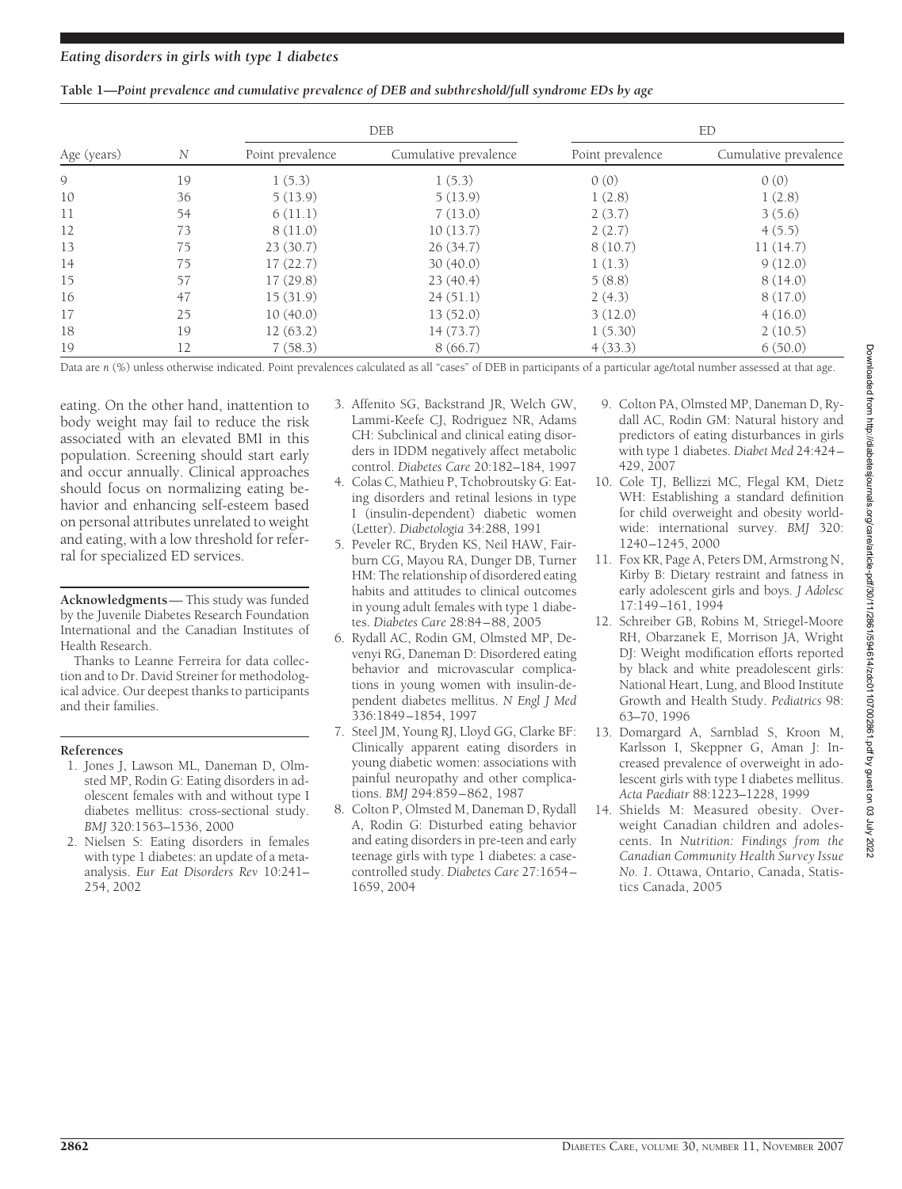**Table 1—Point prevalence and cumulative prevalence of DEB and subthreshold/full syndrome EDs by age**

| Age (years) | N | DEB | | ED | |
|---|---|---|---|---|---|
| | | Point prevalence | Cumulative prevalence | Point prevalence | Cumulative prevalence |
| 9 | 19 | 1 (5.3) | 1 (5.3) | 0 (0) | 0 (0) |
| 10 | 36 | 5 (13.9) | 5 (13.9) | 1 (2.8) | 1 (2.8) |
| 11 | 54 | 6 (11.1) | 7 (13.0) | 2 (3.7) | 3 (5.6) |
| 12 | 73 | 8 (11.0) | 10 (13.7) | 2 (2.7) | 4 (5.5) |
| 13 | 75 | 23 (30.7) | 26 (34.7) | 8 (10.7) | 11 (14.7) |
| 14 | 75 | 17 (22.7) | 30 (40.0) | 1 (1.3) | 9 (12.0) |
| 15 | 57 | 17 (29.8) | 23 (40.4) | 5 (8.8) | 8 (14.0) |
| 16 | 47 | 15 (31.9) | 24 (51.1) | 2 (4.3) | 8 (17.0) |
| 17 | 25 | 10 (40.0) | 13 (52.0) | 3 (12.0) | 4 (16.0) |
| 18 | 19 | 12 (63.2) | 14 (73.7) | 1 (5.30) | 2 (10.5) |
| 19 | 12 | 7 (58.3) | 8 (66.7) | 4 (33.3) | 6 (50.0) |

Data are *n* (%) unless otherwise indicated. Point prevalences calculated as all "cases" of DEB in participants of a particular age/total number assessed at that age.

eating. On the other hand, inattention to body weight may fail to reduce the risk associated with an elevated BMI in this population. Screening should start early and occur annually. Clinical approaches should focus on normalizing eating behavior and enhancing self-esteem based on personal attributes unrelated to weight and eating, with a low threshold for referral for specialized ED services.

**Acknowledgments**— This study was funded by the Juvenile Diabetes Research Foundation International and the Canadian Institutes of Health Research.

Thanks to Leanne Ferreira for data collection and to Dr. David Streiner for methodological advice. Our deepest thanks to participants and their families.

## References

1. Jones J, Lawson ML, Daneman D, Olmsted MP, Rodin G: Eating disorders in adolescent females with and without type I diabetes mellitus: cross-sectional study. *BMJ* 320:1563–1536, 2000
2. Nielsen S: Eating disorders in females with type 1 diabetes: an update of a meta-analysis. *Eur Eat Disorders Rev* 10:241–254, 2002
3. Affenito SG, Backstrand JR, Welch GW, Lammi-Keefe CJ, Rodriguez NR, Adams CH: Subclinical and clinical eating disorders in IDDM negatively affect metabolic control. *Diabetes Care* 20:182–184, 1997
4. Colas C, Mathieu P, Tchobroutsky G: Eating disorders and retinal lesions in type I (insulin-dependent) diabetic women (Letter). *Diabetologia* 34:288, 1991
5. Peveler RC, Bryden KS, Neil HAW, Fairburn CG, Mayou RA, Dunger DB, Turner HM: The relationship of disordered eating habits and attitudes to clinical outcomes in young adult females with type 1 diabetes. *Diabetes Care* 28:84–88, 2005
6. Rydall AC, Rodin GM, Olmsted MP, Devenyi RG, Daneman D: Disordered eating behavior and microvascular complications in young women with insulin-dependent diabetes mellitus. *N Engl J Med* 336:1849–1854, 1997
7. Steel JM, Young RJ, Lloyd GG, Clarke BF: Clinically apparent eating disorders in young diabetic women: associations with painful neuropathy and other complications. *BMJ* 294:859–862, 1987
8. Colton P, Olmsted M, Daneman D, Rydall A, Rodin G: Disturbed eating behavior and eating disorders in pre-teen and early teenage girls with type 1 diabetes: a case-controlled study. *Diabetes Care* 27:1654–1659, 2004
9. Colton PA, Olmsted MP, Daneman D, Rydall AC, Rodin GM: Natural history and predictors of eating disturbances in girls with type 1 diabetes. *Diabet Med* 24:424–429, 2007
10. Cole TJ, Bellizzi MC, Flegal KM, Dietz WH: Establishing a standard definition for child overweight and obesity worldwide: international survey. *BMJ* 320:1240–1245, 2000
11. Fox KR, Page A, Peters DM, Armstrong N, Kirby B: Dietary restraint and fatness in early adolescent girls and boys. *J Adolesc* 17:149–161, 1994
12. Schreiber GB, Robins M, Striegel-Moore RH, Obarzanek E, Morrison JA, Wright DJ: Weight modification efforts reported by black and white preadolescent girls: National Heart, Lung, and Blood Institute Growth and Health Study. *Pediatrics* 98:63–70, 1996
13. Domargard A, Sarnblad S, Kroon M, Karlsson I, Skeppner G, Aman J: Increased prevalence of overweight in adolescent girls with type I diabetes mellitus. *Acta Paediatr* 88:1223–1228, 1999
14. Shields M: Measured obesity. Overweight Canadian children and adolescents. In *Nutrition: Findings from the Canadian Community Health Survey Issue No. 1*. Ottawa, Ontario, Canada, Statistics Canada, 2005